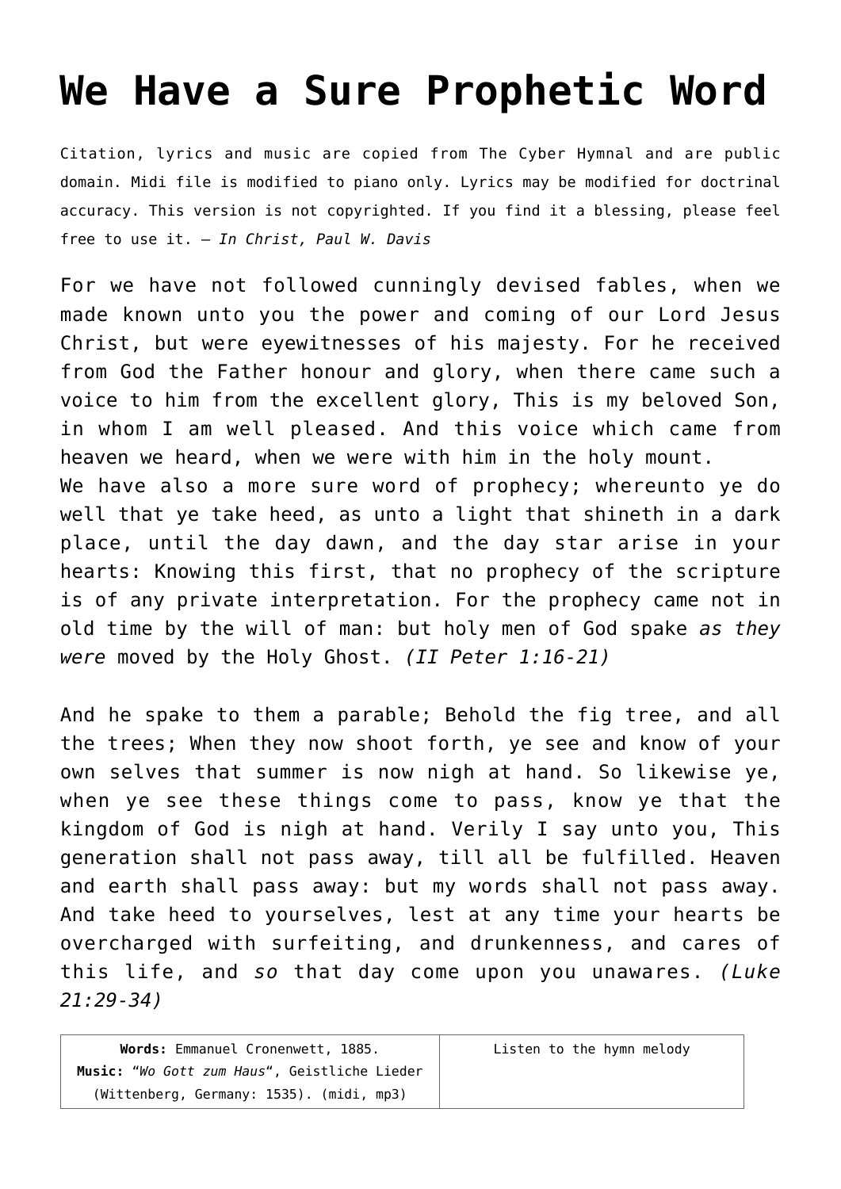# We Have a Sure Prophetic Word

Citation, lyrics and music are copied from The Cyber Hymnal and are public domain. Midi file is modified to piano only. Lyrics may be modified for doctrinal accuracy. This version is not copyrighted. If you find it a blessing, please feel free to use it. – *In Christ, Paul W. Davis*

For we have not followed cunningly devised fables, when we made known unto you the power and coming of our Lord Jesus Christ, but were eyewitnesses of his majesty. For he received from God the Father honour and glory, when there came such a voice to him from the excellent glory, This is my beloved Son, in whom I am well pleased. And this voice which came from heaven we heard, when we were with him in the holy mount.
We have also a more sure word of prophecy; whereunto ye do well that ye take heed, as unto a light that shineth in a dark place, until the day dawn, and the day star arise in your hearts: Knowing this first, that no prophecy of the scripture is of any private interpretation. For the prophecy came not in old time by the will of man: but holy men of God spake *as they were* moved by the Holy Ghost. *(II Peter 1:16-21)*

And he spake to them a parable; Behold the fig tree, and all the trees; When they now shoot forth, ye see and know of your own selves that summer is now nigh at hand. So likewise ye, when ye see these things come to pass, know ye that the kingdom of God is nigh at hand. Verily I say unto you, This generation shall not pass away, till all be fulfilled. Heaven and earth shall pass away: but my words shall not pass away. And take heed to yourselves, lest at any time your hearts be overcharged with surfeiting, and drunkenness, and cares of this life, and *so* that day come upon you unawares. *(Luke 21:29-34)*

| **Words:** Emmanuel Cronenwett, 1885. **Music:** "*Wo Gott zum Haus*", Geistliche Lieder (Wittenberg, Germany: 1535). (midi, mp3) | Listen to the hymn melody |
| --- | --- |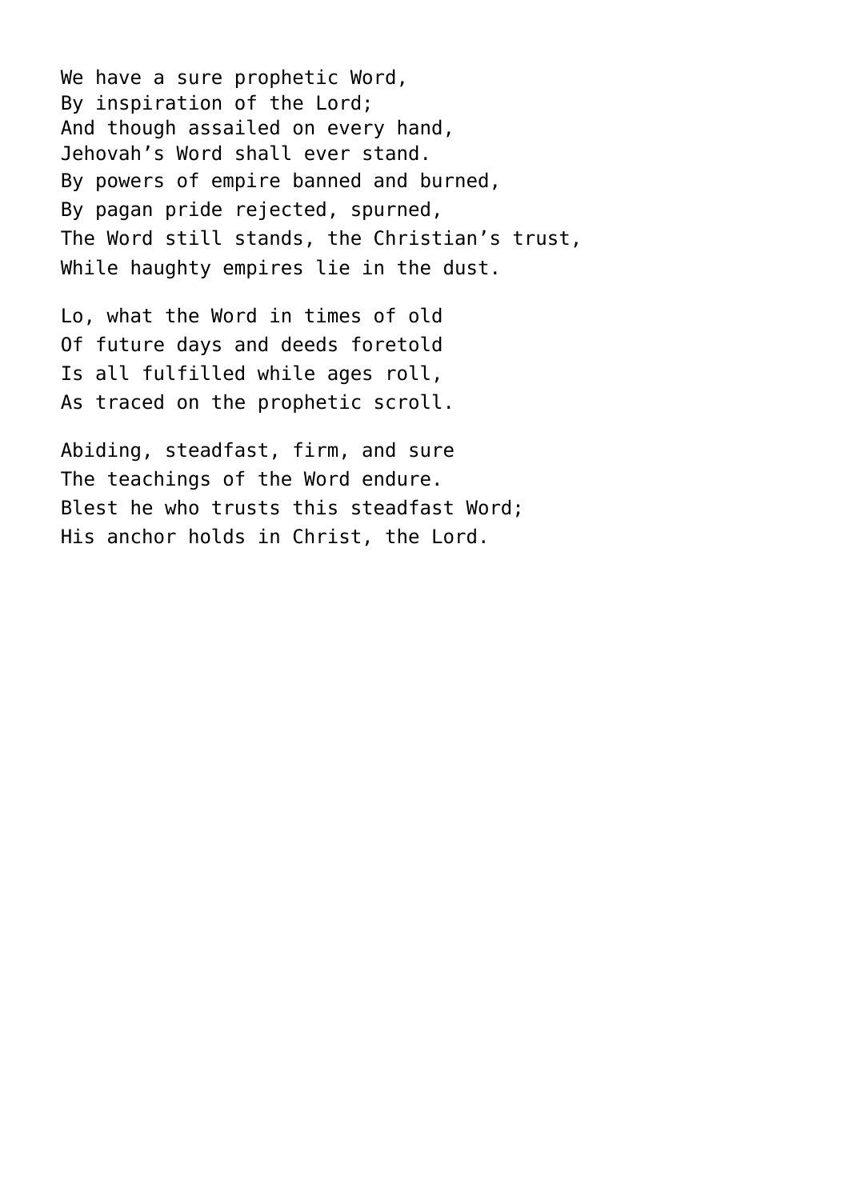We have a sure prophetic Word,  
By inspiration of the Lord;  
And though assailed on every hand,  
Jehovah's Word shall ever stand.  
By powers of empire banned and burned,  
By pagan pride rejected, spurned,  
The Word still stands, the Christian's trust,  
While haughty empires lie in the dust.

Lo, what the Word in times of old  
Of future days and deeds foretold  
Is all fulfilled while ages roll,  
As traced on the prophetic scroll.

Abiding, steadfast, firm, and sure  
The teachings of the Word endure.  
Blest he who trusts this steadfast Word;  
His anchor holds in Christ, the Lord.